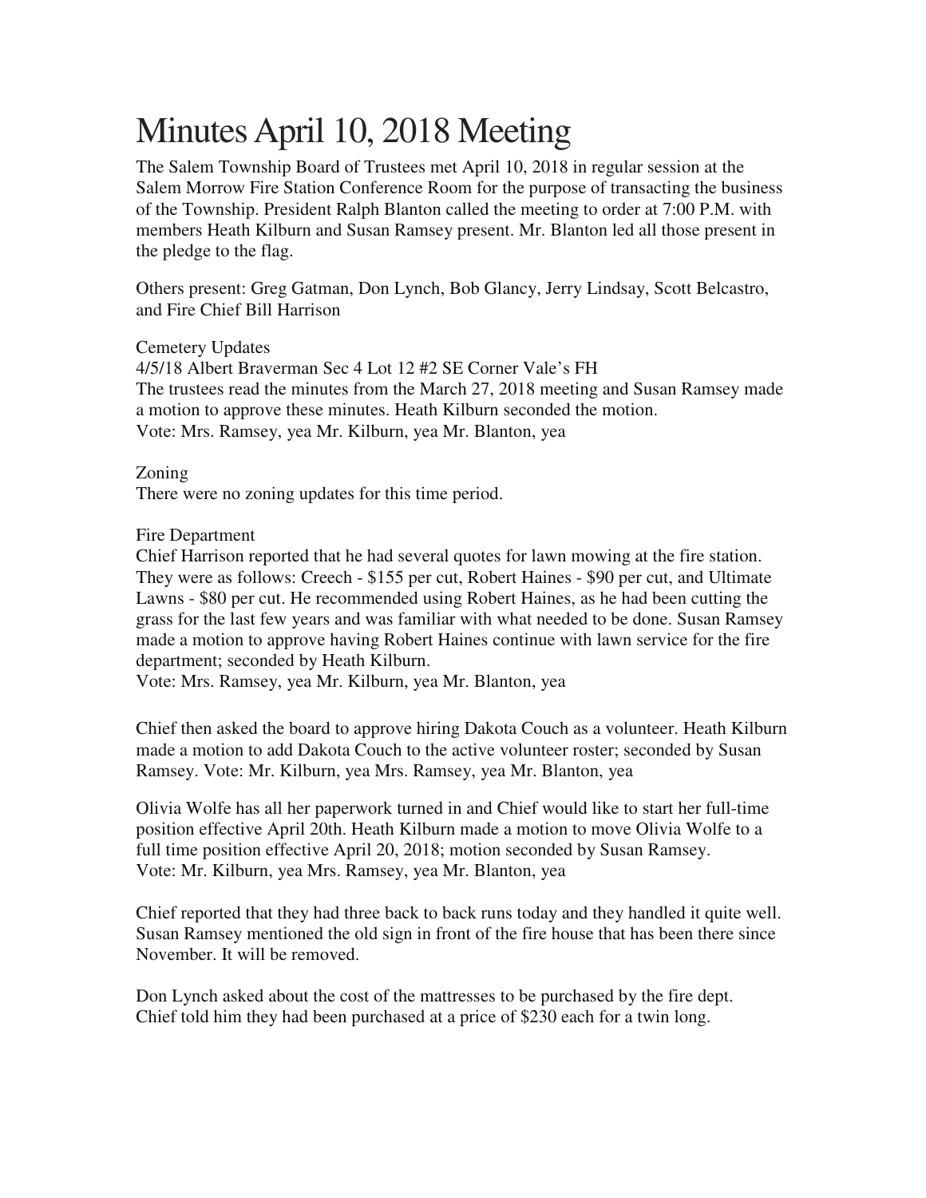# Minutes April 10, 2018 Meeting

The Salem Township Board of Trustees met April 10, 2018 in regular session at the Salem Morrow Fire Station Conference Room for the purpose of transacting the business of the Township. President Ralph Blanton called the meeting to order at 7:00 P.M. with members Heath Kilburn and Susan Ramsey present. Mr. Blanton led all those present in the pledge to the flag.

Others present: Greg Gatman, Don Lynch, Bob Glancy, Jerry Lindsay, Scott Belcastro, and Fire Chief Bill Harrison

Cemetery Updates
4/5/18 Albert Braverman Sec 4 Lot 12 #2 SE Corner Vale's FH
The trustees read the minutes from the March 27, 2018 meeting and Susan Ramsey made a motion to approve these minutes. Heath Kilburn seconded the motion.
Vote: Mrs. Ramsey, yea Mr. Kilburn, yea Mr. Blanton, yea

Zoning
There were no zoning updates for this time period.

Fire Department
Chief Harrison reported that he had several quotes for lawn mowing at the fire station. They were as follows: Creech - $155 per cut, Robert Haines - $90 per cut, and Ultimate Lawns - $80 per cut. He recommended using Robert Haines, as he had been cutting the grass for the last few years and was familiar with what needed to be done. Susan Ramsey made a motion to approve having Robert Haines continue with lawn service for the fire department; seconded by Heath Kilburn.
Vote: Mrs. Ramsey, yea Mr. Kilburn, yea Mr. Blanton, yea

Chief then asked the board to approve hiring Dakota Couch as a volunteer. Heath Kilburn made a motion to add Dakota Couch to the active volunteer roster; seconded by Susan Ramsey. Vote: Mr. Kilburn, yea Mrs. Ramsey, yea Mr. Blanton, yea

Olivia Wolfe has all her paperwork turned in and Chief would like to start her full-time position effective April 20th. Heath Kilburn made a motion to move Olivia Wolfe to a full time position effective April 20, 2018; motion seconded by Susan Ramsey.
Vote: Mr. Kilburn, yea Mrs. Ramsey, yea Mr. Blanton, yea

Chief reported that they had three back to back runs today and they handled it quite well. Susan Ramsey mentioned the old sign in front of the fire house that has been there since November. It will be removed.

Don Lynch asked about the cost of the mattresses to be purchased by the fire dept. Chief told him they had been purchased at a price of $230 each for a twin long.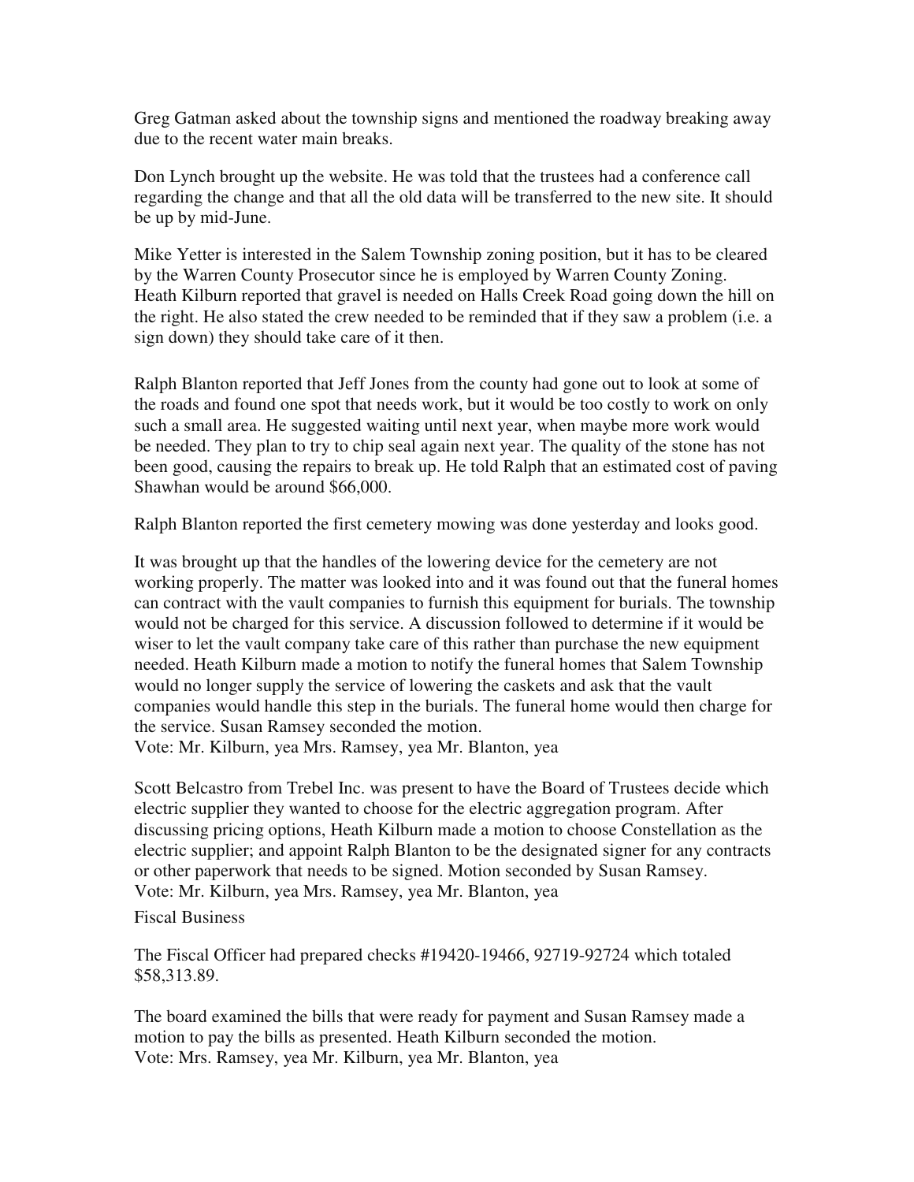Greg Gatman asked about the township signs and mentioned the roadway breaking away due to the recent water main breaks.

Don Lynch brought up the website. He was told that the trustees had a conference call regarding the change and that all the old data will be transferred to the new site. It should be up by mid-June.

Mike Yetter is interested in the Salem Township zoning position, but it has to be cleared by the Warren County Prosecutor since he is employed by Warren County Zoning. Heath Kilburn reported that gravel is needed on Halls Creek Road going down the hill on the right. He also stated the crew needed to be reminded that if they saw a problem (i.e. a sign down) they should take care of it then.

Ralph Blanton reported that Jeff Jones from the county had gone out to look at some of the roads and found one spot that needs work, but it would be too costly to work on only such a small area. He suggested waiting until next year, when maybe more work would be needed. They plan to try to chip seal again next year. The quality of the stone has not been good, causing the repairs to break up. He told Ralph that an estimated cost of paving Shawhan would be around $66,000.

Ralph Blanton reported the first cemetery mowing was done yesterday and looks good.

It was brought up that the handles of the lowering device for the cemetery are not working properly. The matter was looked into and it was found out that the funeral homes can contract with the vault companies to furnish this equipment for burials. The township would not be charged for this service. A discussion followed to determine if it would be wiser to let the vault company take care of this rather than purchase the new equipment needed. Heath Kilburn made a motion to notify the funeral homes that Salem Township would no longer supply the service of lowering the caskets and ask that the vault companies would handle this step in the burials. The funeral home would then charge for the service. Susan Ramsey seconded the motion.
Vote: Mr. Kilburn, yea Mrs. Ramsey, yea Mr. Blanton, yea

Scott Belcastro from Trebel Inc. was present to have the Board of Trustees decide which electric supplier they wanted to choose for the electric aggregation program. After discussing pricing options, Heath Kilburn made a motion to choose Constellation as the electric supplier; and appoint Ralph Blanton to be the designated signer for any contracts or other paperwork that needs to be signed. Motion seconded by Susan Ramsey.
Vote: Mr. Kilburn, yea Mrs. Ramsey, yea Mr. Blanton, yea

Fiscal Business

The Fiscal Officer had prepared checks #19420-19466, 92719-92724 which totaled $58,313.89.

The board examined the bills that were ready for payment and Susan Ramsey made a motion to pay the bills as presented. Heath Kilburn seconded the motion.
Vote: Mrs. Ramsey, yea Mr. Kilburn, yea Mr. Blanton, yea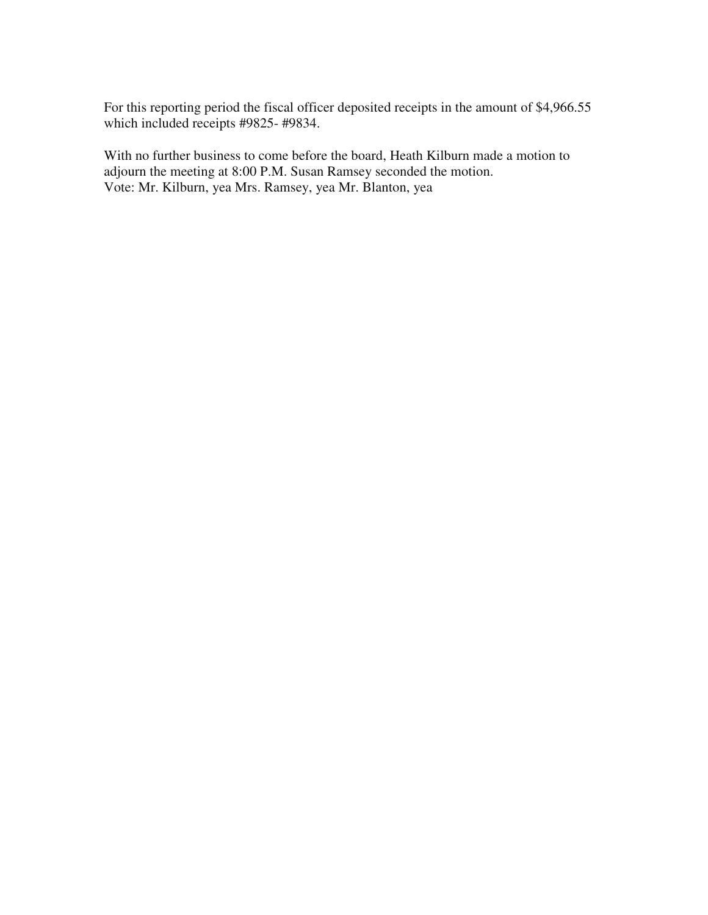For this reporting period the fiscal officer deposited receipts in the amount of $4,966.55 which included receipts #9825- #9834.

With no further business to come before the board, Heath Kilburn made a motion to adjourn the meeting at 8:00 P.M. Susan Ramsey seconded the motion.
Vote: Mr. Kilburn, yea Mrs. Ramsey, yea Mr. Blanton, yea